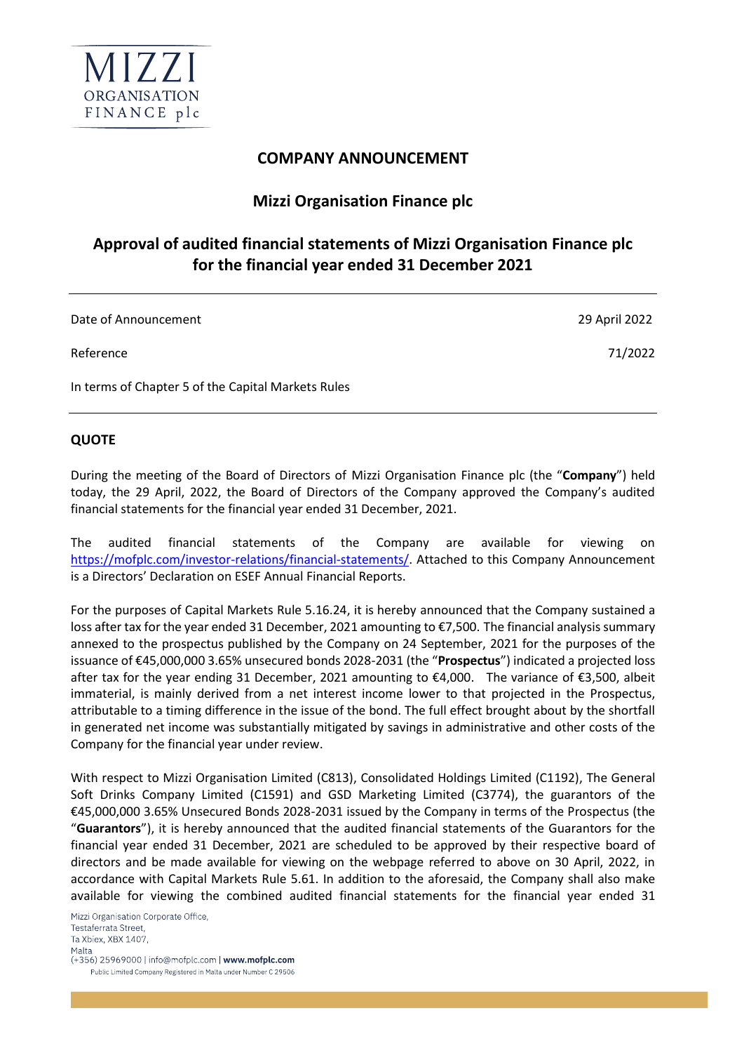# COMPANY ANNOUNCEMENT

## Mizzi Organisation Finance plc

## Approval of audited financial statements of Mizzi Organisation Finance plc for the financial year ended 31 December 2021

| | |
|---|---|
| Date of Announcement | 29 April 2022 |
| Reference | 71/2022 |
| In terms of Chapter 5 of the Capital Markets Rules | |

**QUOTE**

During the meeting of the Board of Directors of Mizzi Organisation Finance plc (the "**Company**") held today, the 29 April, 2022, the Board of Directors of the Company approved the Company's audited financial statements for the financial year ended 31 December, 2021.

The audited financial statements of the Company are available for viewing on https://mofplc.com/investor-relations/financial-statements/. Attached to this Company Announcement is a Directors' Declaration on ESEF Annual Financial Reports.

For the purposes of Capital Markets Rule 5.16.24, it is hereby announced that the Company sustained a loss after tax for the year ended 31 December, 2021 amounting to €7,500. The financial analysis summary annexed to the prospectus published by the Company on 24 September, 2021 for the purposes of the issuance of €45,000,000 3.65% unsecured bonds 2028-2031 (the "**Prospectus**") indicated a projected loss after tax for the year ending 31 December, 2021 amounting to €4,000. The variance of €3,500, albeit immaterial, is mainly derived from a net interest income lower to that projected in the Prospectus, attributable to a timing difference in the issue of the bond. The full effect brought about by the shortfall in generated net income was substantially mitigated by savings in administrative and other costs of the Company for the financial year under review.

With respect to Mizzi Organisation Limited (C813), Consolidated Holdings Limited (C1192), The General Soft Drinks Company Limited (C1591) and GSD Marketing Limited (C3774), the guarantors of the €45,000,000 3.65% Unsecured Bonds 2028-2031 issued by the Company in terms of the Prospectus (the "**Guarantors**"), it is hereby announced that the audited financial statements of the Guarantors for the financial year ended 31 December, 2021 are scheduled to be approved by their respective board of directors and be made available for viewing on the webpage referred to above on 30 April, 2022, in accordance with Capital Markets Rule 5.61. In addition to the aforesaid, the Company shall also make available for viewing the combined audited financial statements for the financial year ended 31

Mizzi Organisation Corporate Office,
Testaferrata Street,
Ta Xbiex, XBX 1407,
Malta
(+356) 25969000 | info@mofplc.com | **www.mofplc.com**
Public Limited Company Registered in Malta under Number C 29506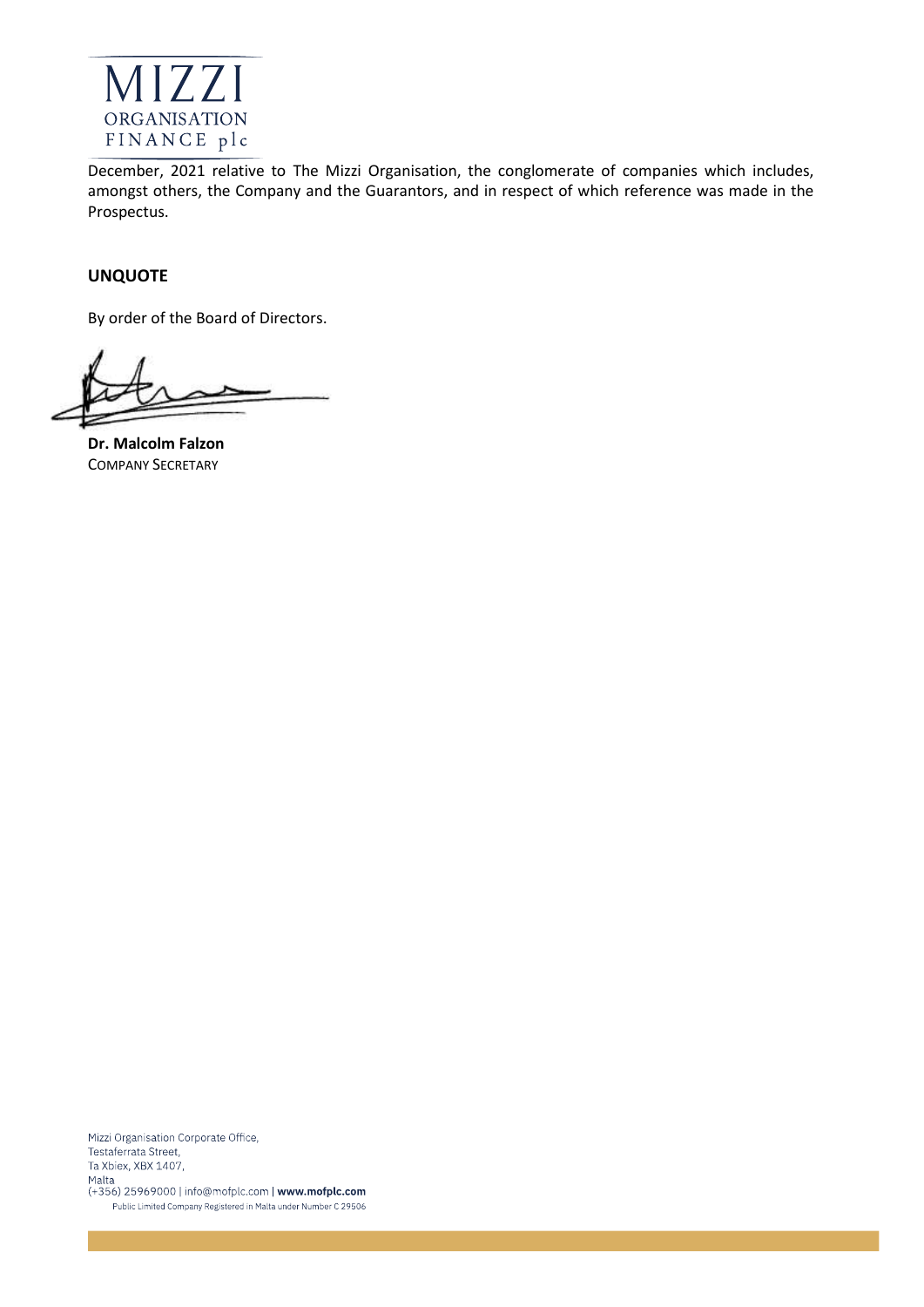December, 2021 relative to The Mizzi Organisation, the conglomerate of companies which includes, amongst others, the Company and the Guarantors, and in respect of which reference was made in the Prospectus.

**UNQUOTE**

By order of the Board of Directors.

**Dr. Malcolm Falzon**
COMPANY SECRETARY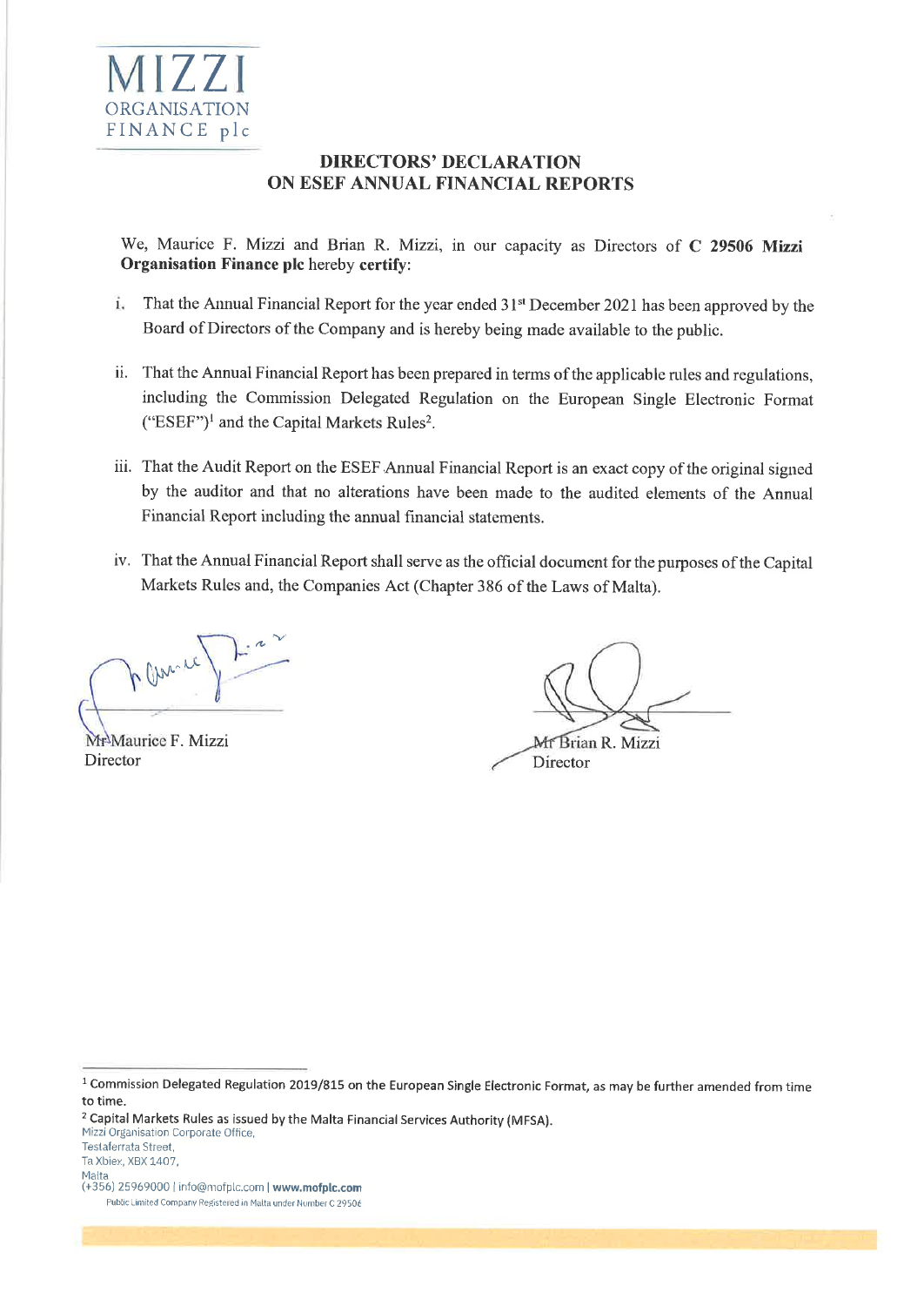MIZZI
ORGANISATION
FINANCE plc

## DIRECTORS' DECLARATION ON ESEF ANNUAL FINANCIAL REPORTS

We, Maurice F. Mizzi and Brian R. Mizzi, in our capacity as Directors of **C 29506 Mizzi Organisation Finance plc** hereby **certify**:

i. That the Annual Financial Report for the year ended 31st December 2021 has been approved by the Board of Directors of the Company and is hereby being made available to the public.

ii. That the Annual Financial Report has been prepared in terms of the applicable rules and regulations, including the Commission Delegated Regulation on the European Single Electronic Format ("ESEF")[1] and the Capital Markets Rules[2].

iii. That the Audit Report on the ESEF Annual Financial Report is an exact copy of the original signed by the auditor and that no alterations have been made to the audited elements of the Annual Financial Report including the annual financial statements.

iv. That the Annual Financial Report shall serve as the official document for the purposes of the Capital Markets Rules and, the Companies Act (Chapter 386 of the Laws of Malta).

Mr Maurice F. Mizzi
Director

Mr Brian R. Mizzi
Director

[1] Commission Delegated Regulation 2019/815 on the European Single Electronic Format, as may be further amended from time to time.

[2] Capital Markets Rules as issued by the Malta Financial Services Authority (MFSA).

Mizzi Organisation Corporate Office,
Testaferrata Street,
Ta Xbiex, XBX 1407,
Malta
(+356) 25969000 | info@mofplc.com | **www.mofplc.com**
Public Limited Company Registered in Malta under Number C 29506